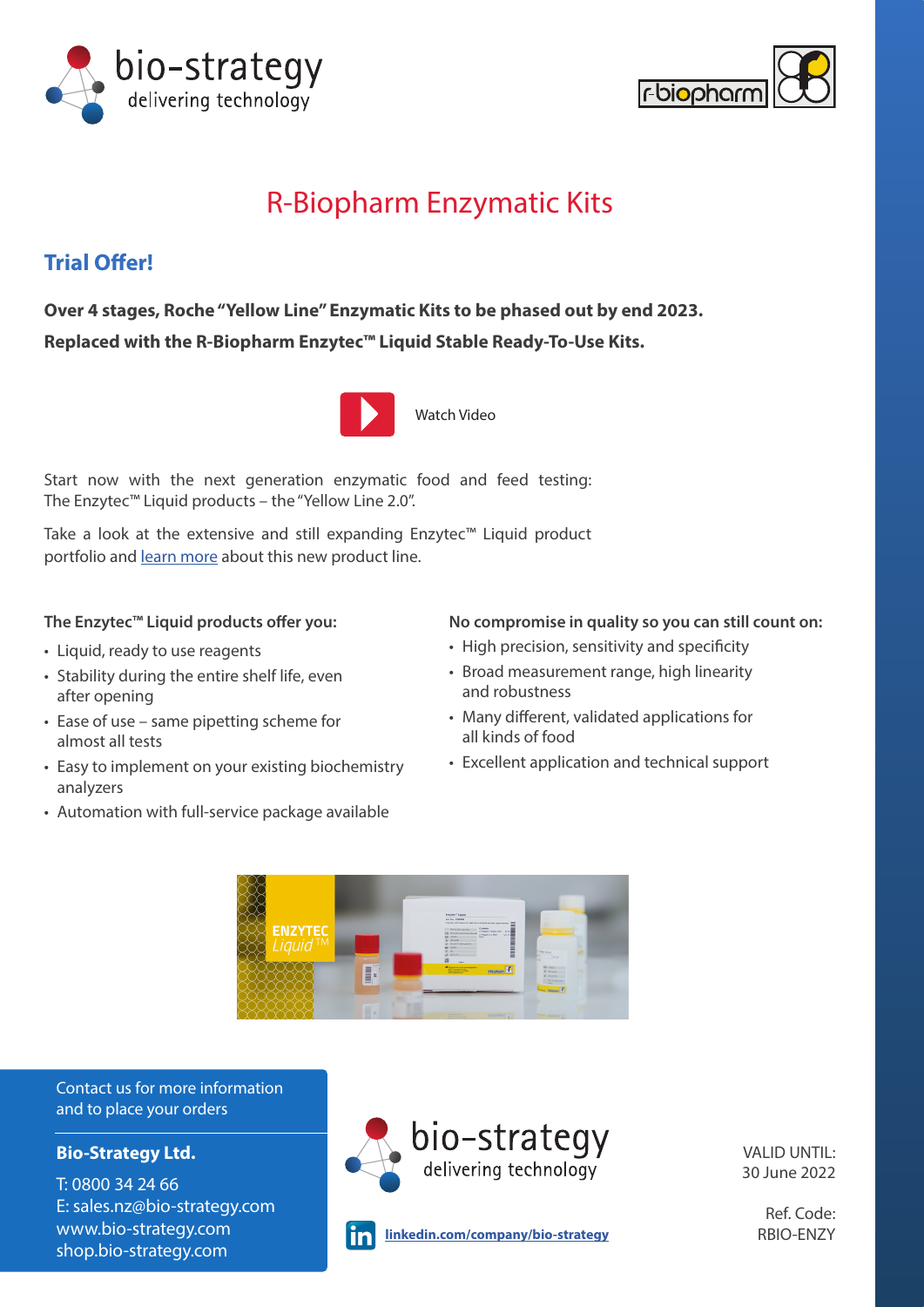# R-Biopharm Enzymatic Kits

## Trial Offer!

**Over 4 stages, Roche "Yellow Line" Enzymatic Kits to be phased out by end 2023.**

**Replaced with the R-Biopharm Enzytec™ Liquid Stable Ready-To-Use Kits.**

Watch Video

Start now with the next generation enzymatic food and feed testing: The Enzytec™ Liquid products – the "Yellow Line 2.0".

Take a look at the extensive and still expanding Enzytec™ Liquid product portfolio and learn more about this new product line.

**The Enzytec™ Liquid products offer you:**

- Liquid, ready to use reagents
- Stability during the entire shelf life, even after opening
- Ease of use – same pipetting scheme for almost all tests
- Easy to implement on your existing biochemistry analyzers
- Automation with full-service package available

**No compromise in quality so you can still count on:**

- High precision, sensitivity and specificity
- Broad measurement range, high linearity and robustness
- Many different, validated applications for all kinds of food
- Excellent application and technical support

Contact us for more information and to place your orders

**Bio-Strategy Ltd.**

T: 0800 34 24 66
E: sales.nz@bio-strategy.com
www.bio-strategy.com
shop.bio-strategy.com

linkedin.com/company/bio-strategy

VALID UNTIL:
30 June 2022

Ref. Code:
RBIO-ENZY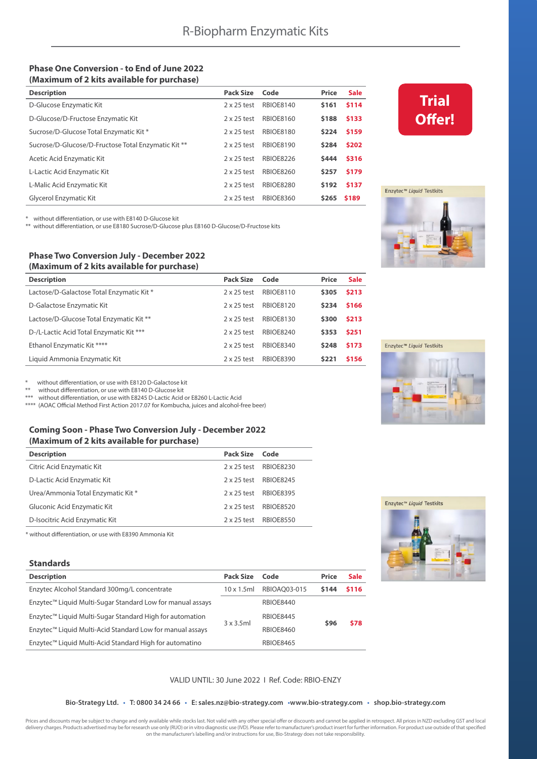# R-Biopharm Enzymatic Kits

**Trial Offer!**

### Phase One Conversion - to End of June 2022
### (Maximum of 2 kits available for purchase)

| Description | Pack Size | Code | Price | Sale |
|---|---|---|---|---|
| D-Glucose Enzymatic Kit | 2 x 25 test | RBIOE8140 | $161 | $114 |
| D-Glucose/D-Fructose Enzymatic Kit | 2 x 25 test | RBIOE8160 | $188 | $133 |
| Sucrose/D-Glucose Total Enzymatic Kit * | 2 x 25 test | RBIOE8180 | $224 | $159 |
| Sucrose/D-Glucose/D-Fructose Total Enzymatic Kit ** | 2 x 25 test | RBIOE8190 | $284 | $202 |
| Acetic Acid Enzymatic Kit | 2 x 25 test | RBIOE8226 | $444 | $316 |
| L-Lactic Acid Enzymatic Kit | 2 x 25 test | RBIOE8260 | $257 | $179 |
| L-Malic Acid Enzymatic Kit | 2 x 25 test | RBIOE8280 | $192 | $137 |
| Glycerol Enzymatic Kit | 2 x 25 test | RBIOE8360 | $265 | $189 |

\* without differentiation, or use with E8140 D-Glucose kit
** without differentiation, or use E8180 Sucrose/D-Glucose plus E8160 D-Glucose/D-Fructose kits

Enzytec™ *Liquid* Testkits

### Phase Two Conversion July - December 2022
### (Maximum of 2 kits available for purchase)

| Description | Pack Size | Code | Price | Sale |
|---|---|---|---|---|
| Lactose/D-Galactose Total Enzymatic Kit * | 2 x 25 test | RBIOE8110 | $305 | $213 |
| D-Galactose Enzymatic Kit | 2 x 25 test | RBIOE8120 | $234 | $166 |
| Lactose/D-Glucose Total Enzymatic Kit ** | 2 x 25 test | RBIOE8130 | $300 | $213 |
| D-/L-Lactic Acid Total Enzymatic Kit *** | 2 x 25 test | RBIOE8240 | $353 | $251 |
| Ethanol Enzymatic Kit **** | 2 x 25 test | RBIOE8340 | $248 | $173 |
| Liquid Ammonia Enzymatic Kit | 2 x 25 test | RBIOE8390 | $221 | $156 |

\* without differentiation, or use with E8120 D-Galactose kit
** without differentiation, or use with E8140 D-Glucose kit
*** without differentiation, or use with E8245 D-Lactic Acid or E8260 L-Lactic Acid
**** (AOAC Official Method First Action 2017.07 for Kombucha, juices and alcohol-free beer)

Enzytec™ *Liquid* Testkits

### Coming Soon - Phase Two Conversion July - December 2022
### (Maximum of 2 kits available for purchase)

| Description | Pack Size | Code |
|---|---|---|
| Citric Acid Enzymatic Kit | 2 x 25 test | RBIOE8230 |
| D-Lactic Acid Enzymatic Kit | 2 x 25 test | RBIOE8245 |
| Urea/Ammonia Total Enzymatic Kit * | 2 x 25 test | RBIOE8395 |
| Gluconic Acid Enzymatic Kit | 2 x 25 test | RBIOE8520 |
| D-Isocitric Acid Enzymatic Kit | 2 x 25 test | RBIOE8550 |

\* without differentiation, or use with E8390 Ammonia Kit

Enzytec™ *Liquid* Testkits

### Standards

| Description | Pack Size | Code | Price | Sale |
|---|---|---|---|---|
| Enzytec Alcohol Standard 300mg/L concentrate | 10 x 1.5ml | RBIOAQ03-015 | $144 | $116 |
| Enzytec™ Liquid Multi-Sugar Standard Low for manual assays | 3 x 3.5ml | RBIOE8440 | $96 | $78 |
| Enzytec™ Liquid Multi-Sugar Standard High for automation | | RBIOE8445 | | |
| Enzytec™ Liquid Multi-Acid Standard Low for manual assays | | RBIOE8460 | | |
| Enzytec™ Liquid Multi-Acid Standard High for automatino | | RBIOE8465 | | |

VALID UNTIL: 30 June 2022 I Ref. Code: RBIO-ENZY

**Bio-Strategy Ltd. • T: 0800 34 24 66 • E: sales.nz@bio-strategy.com •www.bio-strategy.com • shop.bio-strategy.com**

Prices and discounts may be subject to change and only available while stocks last. Not valid with any other special offer or discounts and cannot be applied in retrospect. All prices in NZD excluding GST and local delivery charges. Products advertised may be for research use only (RUO) or in vitro diagnostic use (IVD). Please refer to manufacturer's product insert for further information. For product use outside of that specified on the manufacturer's labelling and/or instructions for use, Bio-Strategy does not take responsibility.